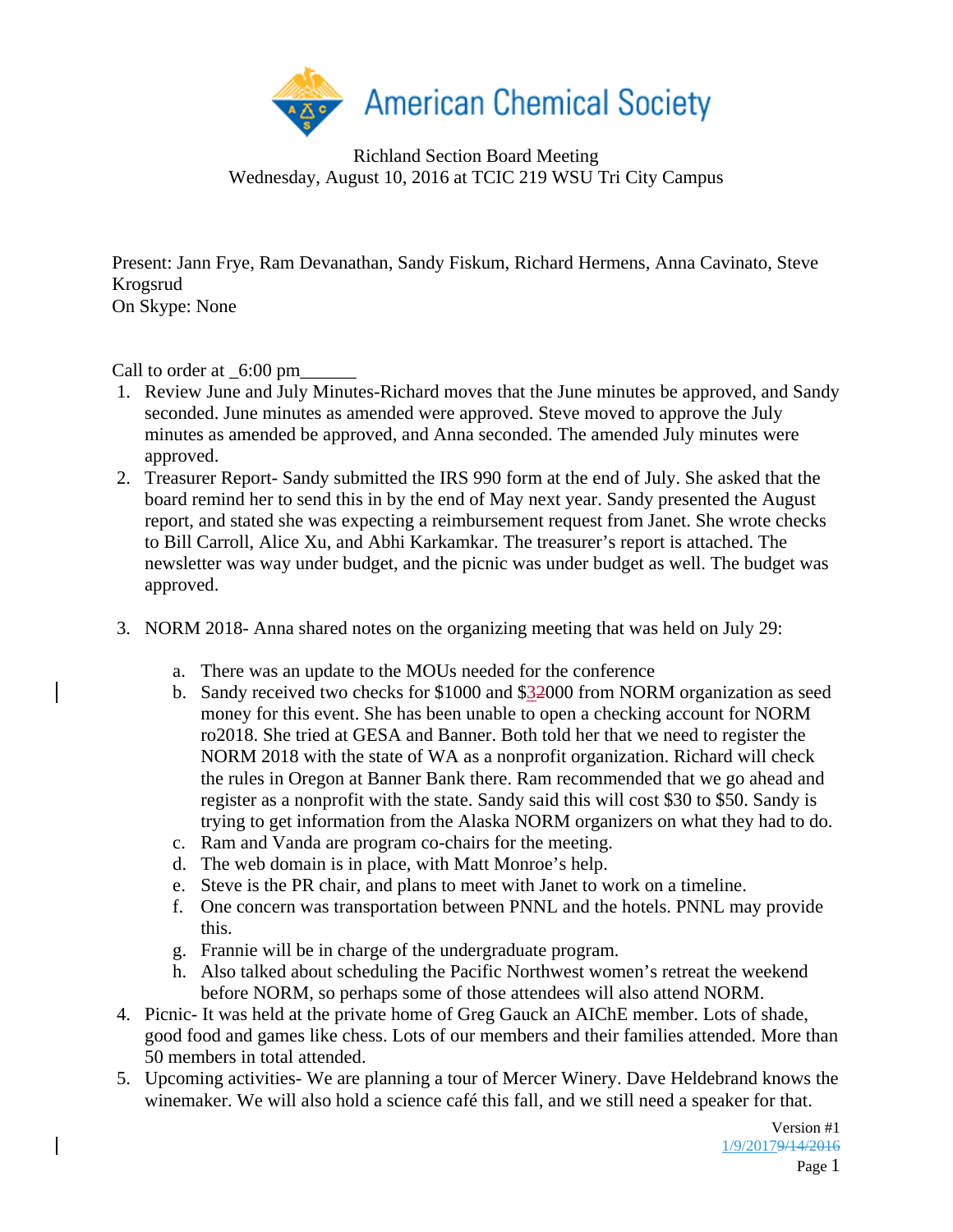American Chemical Society

Richland Section Board Meeting
Wednesday, August 10, 2016 at TCIC 219 WSU Tri City Campus

Present: Jann Frye, Ram Devanathan, Sandy Fiskum, Richard Hermens, Anna Cavinato, Steve Krogsrud
On Skype: None

Call to order at _6:00 pm______

1. Review June and July Minutes-Richard moves that the June minutes be approved, and Sandy seconded. June minutes as amended were approved. Steve moved to approve the July minutes as amended be approved, and Anna seconded. The amended July minutes were approved.
2. Treasurer Report- Sandy submitted the IRS 990 form at the end of July. She asked that the board remind her to send this in by the end of May next year. Sandy presented the August report, and stated she was expecting a reimbursement request from Janet. She wrote checks to Bill Carroll, Alice Xu, and Abhi Karkamkar. The treasurer's report is attached. The newsletter was way under budget, and the picnic was under budget as well. The budget was approved.
3. NORM 2018- Anna shared notes on the organizing meeting that was held on July 29:
   a. There was an update to the MOUs needed for the conference
   b. Sandy received two checks for $1000 and $32000 from NORM organization as seed money for this event. She has been unable to open a checking account for NORM ro2018. She tried at GESA and Banner. Both told her that we need to register the NORM 2018 with the state of WA as a nonprofit organization. Richard will check the rules in Oregon at Banner Bank there. Ram recommended that we go ahead and register as a nonprofit with the state. Sandy said this will cost $30 to $50. Sandy is trying to get information from the Alaska NORM organizers on what they had to do.
   c. Ram and Vanda are program co-chairs for the meeting.
   d. The web domain is in place, with Matt Monroe's help.
   e. Steve is the PR chair, and plans to meet with Janet to work on a timeline.
   f. One concern was transportation between PNNL and the hotels. PNNL may provide this.
   g. Frannie will be in charge of the undergraduate program.
   h. Also talked about scheduling the Pacific Northwest women's retreat the weekend before NORM, so perhaps some of those attendees will also attend NORM.
4. Picnic- It was held at the private home of Greg Gauck an AIChE member. Lots of shade, good food and games like chess. Lots of our members and their families attended. More than 50 members in total attended.
5. Upcoming activities- We are planning a tour of Mercer Winery. Dave Heldebrand knows the winemaker. We will also hold a science café this fall, and we still need a speaker for that.

Version #1
1/9/20179/14/2016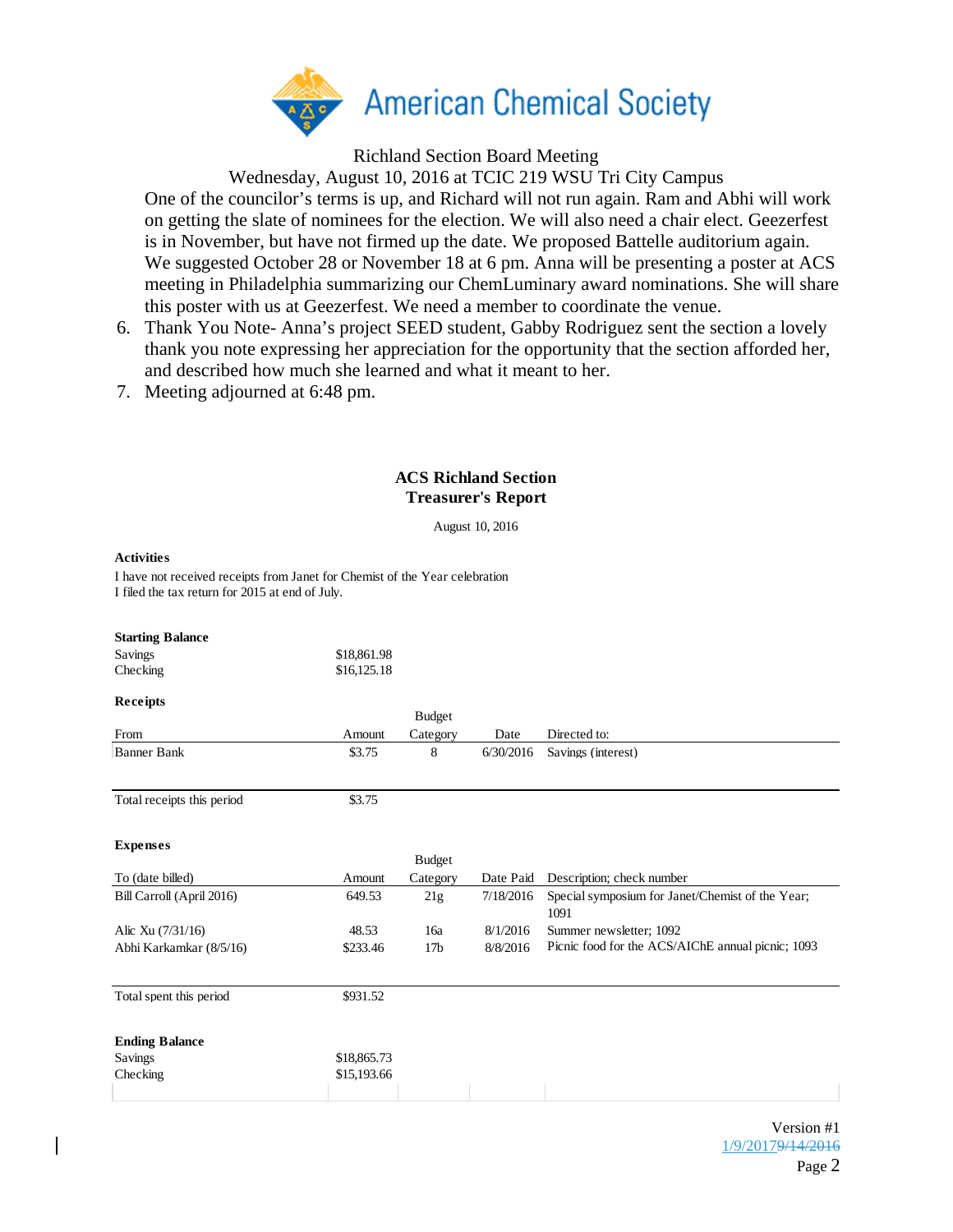Richland Section Board Meeting

Wednesday, August 10, 2016 at TCIC 219 WSU Tri City Campus

One of the councilor's terms is up, and Richard will not run again. Ram and Abhi will work on getting the slate of nominees for the election. We will also need a chair elect. Geezerfest is in November, but have not firmed up the date. We proposed Battelle auditorium again. We suggested October 28 or November 18 at 6 pm. Anna will be presenting a poster at ACS meeting in Philadelphia summarizing our ChemLuminary award nominations. She will share this poster with us at Geezerfest. We need a member to coordinate the venue.

6. Thank You Note- Anna's project SEED student, Gabby Rodriguez sent the section a lovely thank you note expressing her appreciation for the opportunity that the section afforded her, and described how much she learned and what it meant to her.
7. Meeting adjourned at 6:48 pm.

## ACS Richland Section
## Treasurer's Report

August 10, 2016

**Activities**

I have not received receipts from Janet for Chemist of the Year celebration

I filed the tax return for 2015 at end of July.

**Starting Balance**

| | |
|---|---|
| Savings | $18,861.98 |
| Checking | $16,125.18 |

**Receipts**

| From | Amount | Budget Category | Date | Directed to: |
|---|---|---|---|---|
| Banner Bank | $3.75 | 8 | 6/30/2016 | Savings (interest) |
| Total receipts this period | $3.75 | | | |

**Expenses**

| To (date billed) | Amount | Budget Category | Date Paid | Description; check number |
|---|---|---|---|---|
| Bill Carroll (April 2016) | 649.53 | 21g | 7/18/2016 | Special symposium for Janet/Chemist of the Year; 1091 |
| Alic Xu (7/31/16) | 48.53 | 16a | 8/1/2016 | Summer newsletter; 1092 |
| Abhi Karkamkar (8/5/16) | $233.46 | 17b | 8/8/2016 | Picnic food for the ACS/AIChE annual picnic; 1093 |
| Total spent this period | $931.52 | | | |

**Ending Balance**

| | |
|---|---|
| Savings | $18,865.73 |
| Checking | $15,193.66 |

Version #1

1/9/2017~~9/14/2016~~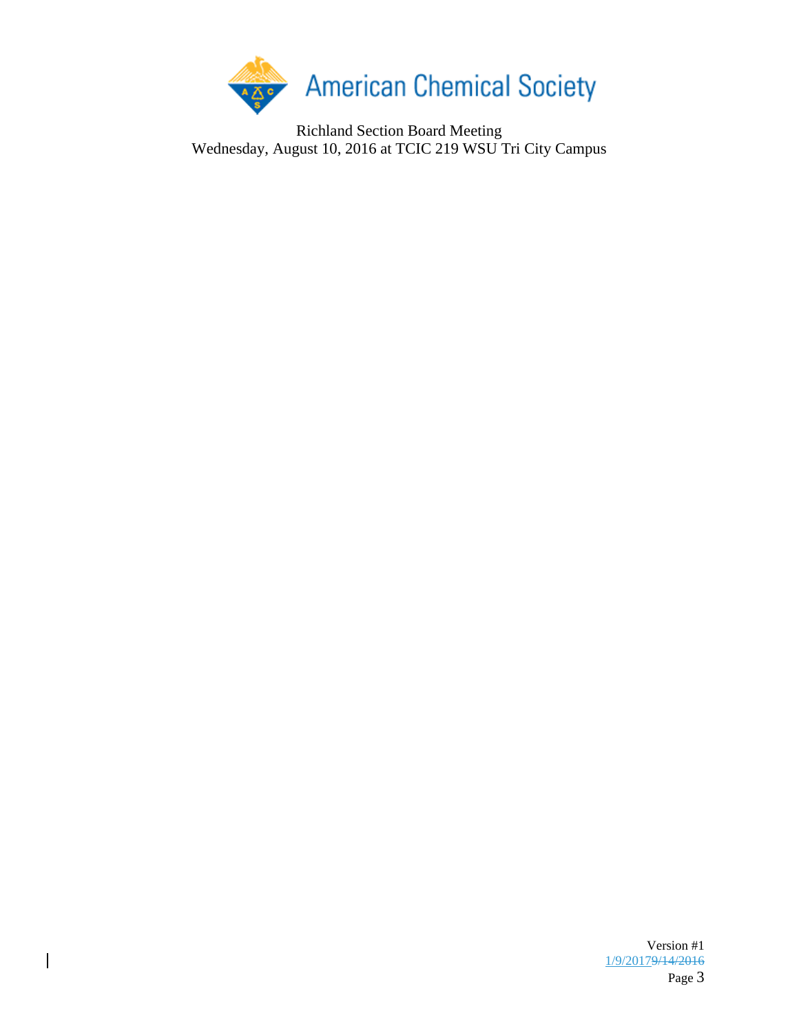American Chemical Society

Richland Section Board Meeting
Wednesday, August 10, 2016 at TCIC 219 WSU Tri City Campus